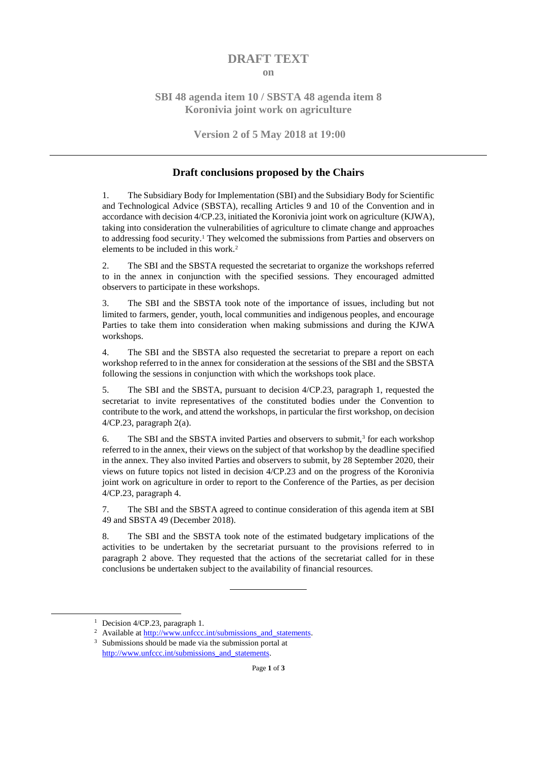# DRAFT TEXT

**on**

## SBI 48 agenda item 10 / SBSTA 48 agenda item 8
## Koronivia joint work on agriculture

**Version 2 of 5 May 2018 at 19:00**

---

## Draft conclusions proposed by the Chairs

1. The Subsidiary Body for Implementation (SBI) and the Subsidiary Body for Scientific and Technological Advice (SBSTA), recalling Articles 9 and 10 of the Convention and in accordance with decision 4/CP.23, initiated the Koronivia joint work on agriculture (KJWA), taking into consideration the vulnerabilities of agriculture to climate change and approaches to addressing food security.[1] They welcomed the submissions from Parties and observers on elements to be included in this work.[2]

2. The SBI and the SBSTA requested the secretariat to organize the workshops referred to in the annex in conjunction with the specified sessions. They encouraged admitted observers to participate in these workshops.

3. The SBI and the SBSTA took note of the importance of issues, including but not limited to farmers, gender, youth, local communities and indigenous peoples, and encourage Parties to take them into consideration when making submissions and during the KJWA workshops.

4. The SBI and the SBSTA also requested the secretariat to prepare a report on each workshop referred to in the annex for consideration at the sessions of the SBI and the SBSTA following the sessions in conjunction with which the workshops took place.

5. The SBI and the SBSTA, pursuant to decision 4/CP.23, paragraph 1, requested the secretariat to invite representatives of the constituted bodies under the Convention to contribute to the work, and attend the workshops, in particular the first workshop, on decision 4/CP.23, paragraph 2(a).

6. The SBI and the SBSTA invited Parties and observers to submit,[3] for each workshop referred to in the annex, their views on the subject of that workshop by the deadline specified in the annex. They also invited Parties and observers to submit, by 28 September 2020, their views on future topics not listed in decision 4/CP.23 and on the progress of the Koronivia joint work on agriculture in order to report to the Conference of the Parties, as per decision 4/CP.23, paragraph 4.

7. The SBI and the SBSTA agreed to continue consideration of this agenda item at SBI 49 and SBSTA 49 (December 2018).

8. The SBI and the SBSTA took note of the estimated budgetary implications of the activities to be undertaken by the secretariat pursuant to the provisions referred to in paragraph 2 above. They requested that the actions of the secretariat called for in these conclusions be undertaken subject to the availability of financial resources.

---

[1] Decision 4/CP.23, paragraph 1.

[2] Available at http://www.unfccc.int/submissions_and_statements.

[3] Submissions should be made via the submission portal at http://www.unfccc.int/submissions_and_statements.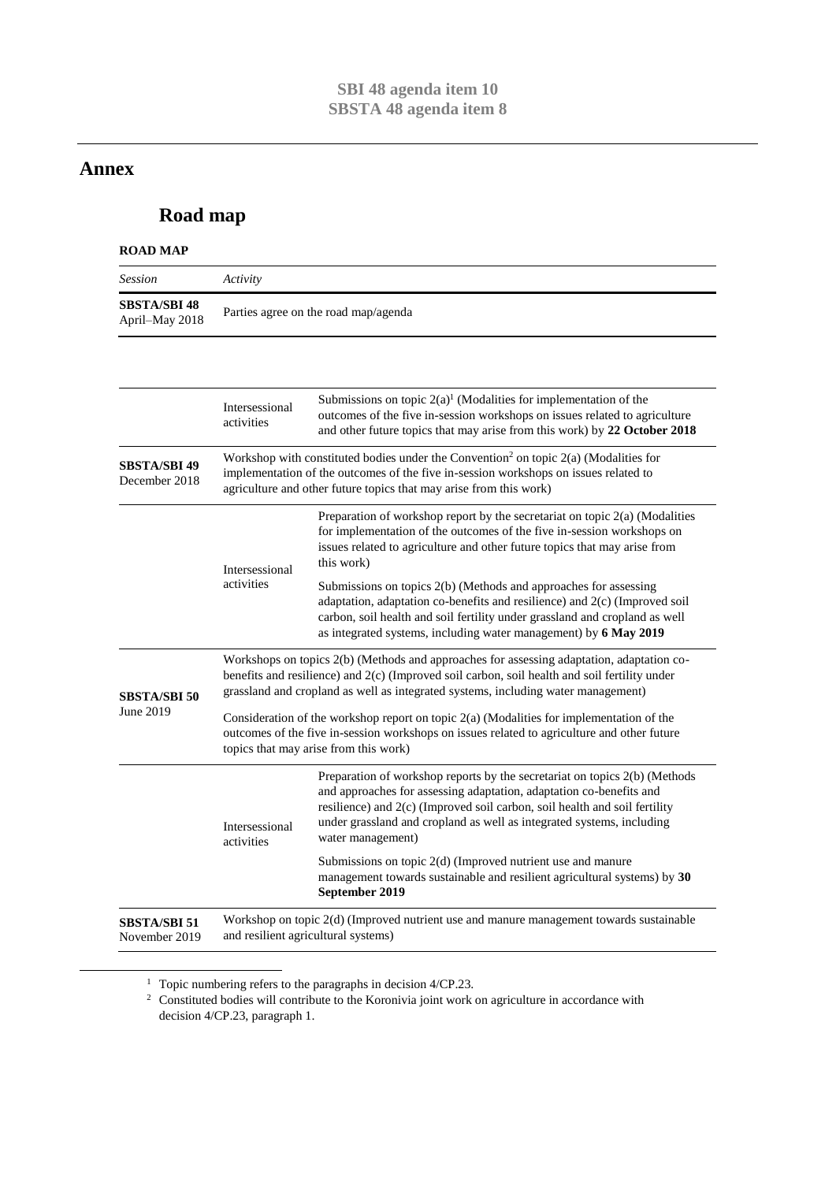**SBI 48 agenda item 10**
**SBSTA 48 agenda item 8**

## Annex

# Road map

**ROAD MAP**

| *Session* | *Activity* | |
|---|---|---|
| **SBSTA/SBI 48** April–May 2018 | Parties agree on the road map/agenda | |
| | Intersessional activities | Submissions on topic 2(a)[1] (Modalities for implementation of the outcomes of the five in-session workshops on issues related to agriculture and other future topics that may arise from this work) by **22 October 2018** |
| **SBSTA/SBI 49** December 2018 | Workshop with constituted bodies under the Convention[2] on topic 2(a) (Modalities for implementation of the outcomes of the five in-session workshops on issues related to agriculture and other future topics that may arise from this work) | |
| | Intersessional activities | Preparation of workshop report by the secretariat on topic 2(a) (Modalities for implementation of the outcomes of the five in-session workshops on issues related to agriculture and other future topics that may arise from this work)<br><br>Submissions on topics 2(b) (Methods and approaches for assessing adaptation, adaptation co-benefits and resilience) and 2(c) (Improved soil carbon, soil health and soil fertility under grassland and cropland as well as integrated systems, including water management) by **6 May 2019** |
| **SBSTA/SBI 50** June 2019 | Workshops on topics 2(b) (Methods and approaches for assessing adaptation, adaptation co-benefits and resilience) and 2(c) (Improved soil carbon, soil health and soil fertility under grassland and cropland as well as integrated systems, including water management)<br><br>Consideration of the workshop report on topic 2(a) (Modalities for implementation of the outcomes of the five in-session workshops on issues related to agriculture and other future topics that may arise from this work) | |
| | Intersessional activities | Preparation of workshop reports by the secretariat on topics 2(b) (Methods and approaches for assessing adaptation, adaptation co-benefits and resilience) and 2(c) (Improved soil carbon, soil health and soil fertility under grassland and cropland as well as integrated systems, including water management)<br><br>Submissions on topic 2(d) (Improved nutrient use and manure management towards sustainable and resilient agricultural systems) by **30 September 2019** |
| **SBSTA/SBI 51** November 2019 | Workshop on topic 2(d) (Improved nutrient use and manure management towards sustainable and resilient agricultural systems) | |

[1] Topic numbering refers to the paragraphs in decision 4/CP.23.

[2] Constituted bodies will contribute to the Koronivia joint work on agriculture in accordance with decision 4/CP.23, paragraph 1.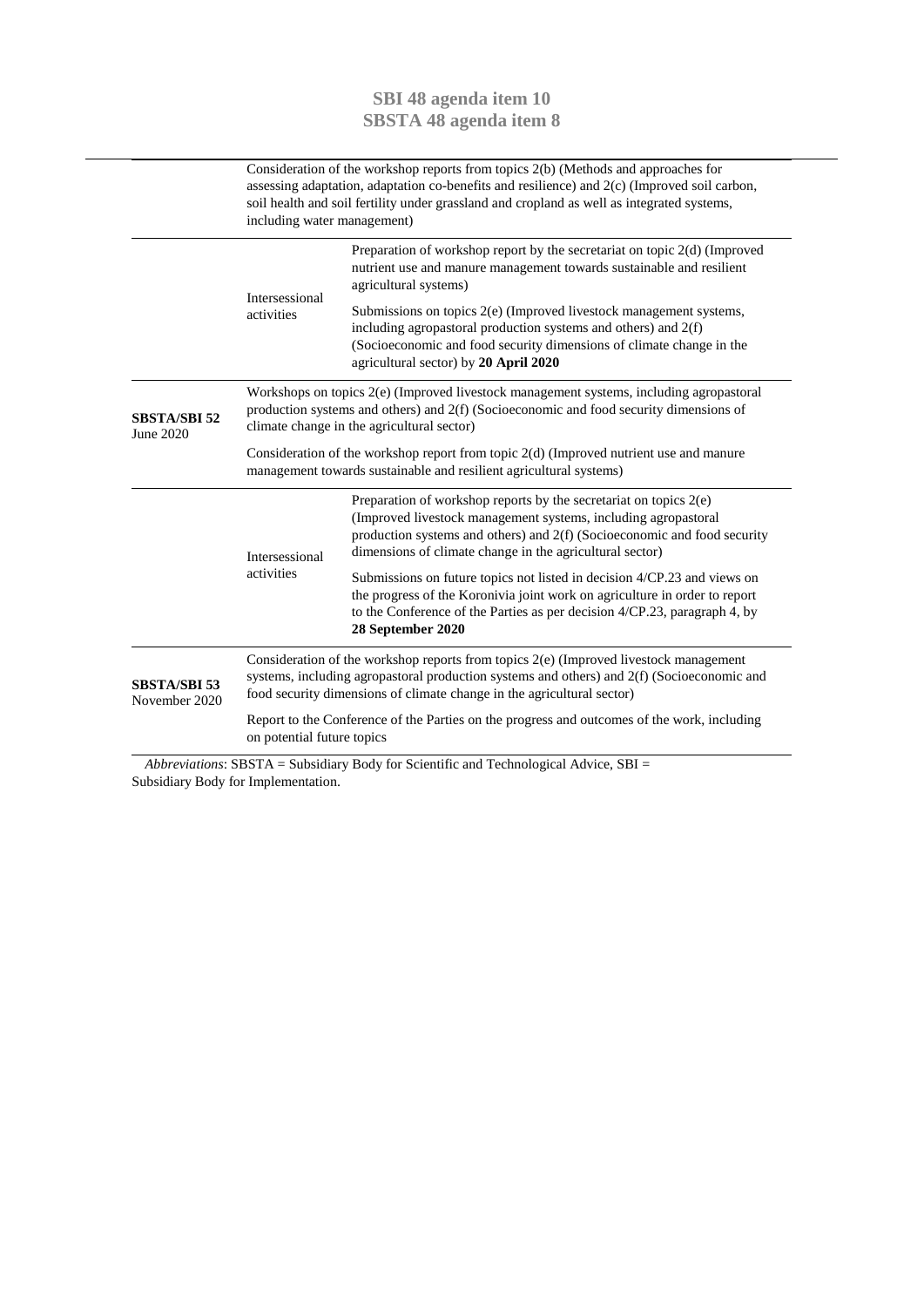**SBI 48 agenda item 10**
**SBSTA 48 agenda item 8**

| | | |
|---|---|---|
| | Consideration of the workshop reports from topics 2(b) (Methods and approaches for assessing adaptation, adaptation co-benefits and resilience) and 2(c) (Improved soil carbon, soil health and soil fertility under grassland and cropland as well as integrated systems, including water management) | |
| | Intersessional activities | Preparation of workshop report by the secretariat on topic 2(d) (Improved nutrient use and manure management towards sustainable and resilient agricultural systems) |
| | | Submissions on topics 2(e) (Improved livestock management systems, including agropastoral production systems and others) and 2(f) (Socioeconomic and food security dimensions of climate change in the agricultural sector) by **20 April 2020** |
| **SBSTA/SBI 52** June 2020 | Workshops on topics 2(e) (Improved livestock management systems, including agropastoral production systems and others) and 2(f) (Socioeconomic and food security dimensions of climate change in the agricultural sector) | |
| | Consideration of the workshop report from topic 2(d) (Improved nutrient use and manure management towards sustainable and resilient agricultural systems) | |
| | Intersessional activities | Preparation of workshop reports by the secretariat on topics 2(e) (Improved livestock management systems, including agropastoral production systems and others) and 2(f) (Socioeconomic and food security dimensions of climate change in the agricultural sector) |
| | | Submissions on future topics not listed in decision 4/CP.23 and views on the progress of the Koronivia joint work on agriculture in order to report to the Conference of the Parties as per decision 4/CP.23, paragraph 4, by **28 September 2020** |
| **SBSTA/SBI 53** November 2020 | Consideration of the workshop reports from topics 2(e) (Improved livestock management systems, including agropastoral production systems and others) and 2(f) (Socioeconomic and food security dimensions of climate change in the agricultural sector) | |
| | Report to the Conference of the Parties on the progress and outcomes of the work, including on potential future topics | |

*Abbreviations*: SBSTA = Subsidiary Body for Scientific and Technological Advice, SBI = Subsidiary Body for Implementation.